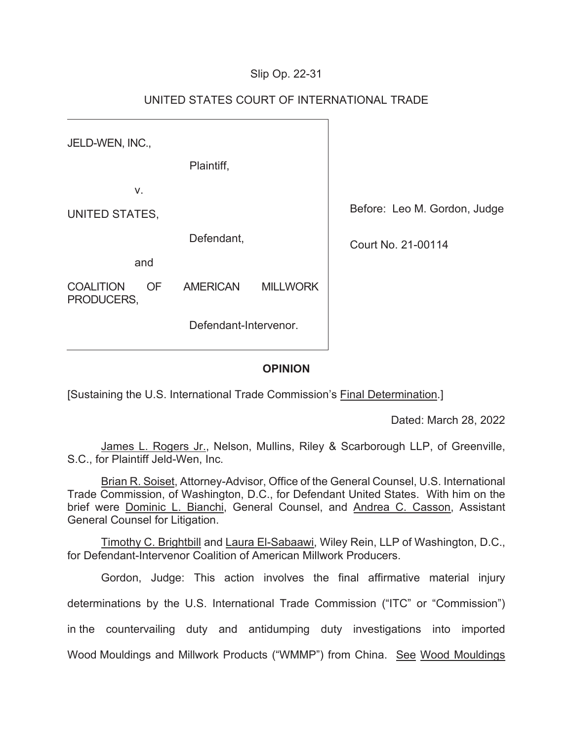Slip Op. 22-31

UNITED STATES COURT OF INTERNATIONAL TRADE

JELD-WEN, INC.,

Plaintiff,

v.

UNITED STATES,

Defendant,

and

COALITION OF AMERICAN MILLWORK PRODUCERS,

Defendant-Intervenor.

Before: Leo M. Gordon, Judge

Court No. 21-00114

**OPINION**

[Sustaining the U.S. International Trade Commission's Final Determination.]

Dated: March 28, 2022

James L. Rogers Jr., Nelson, Mullins, Riley & Scarborough LLP, of Greenville, S.C., for Plaintiff Jeld-Wen, Inc.

Brian R. Soiset, Attorney-Advisor, Office of the General Counsel, U.S. International Trade Commission, of Washington, D.C., for Defendant United States. With him on the brief were Dominic L. Bianchi, General Counsel, and Andrea C. Casson, Assistant General Counsel for Litigation.

Timothy C. Brightbill and Laura El-Sabaawi, Wiley Rein, LLP of Washington, D.C., for Defendant-Intervenor Coalition of American Millwork Producers.

Gordon, Judge: This action involves the final affirmative material injury determinations by the U.S. International Trade Commission ("ITC" or "Commission") in the countervailing duty and antidumping duty investigations into imported Wood Mouldings and Millwork Products ("WMMP") from China. See Wood Mouldings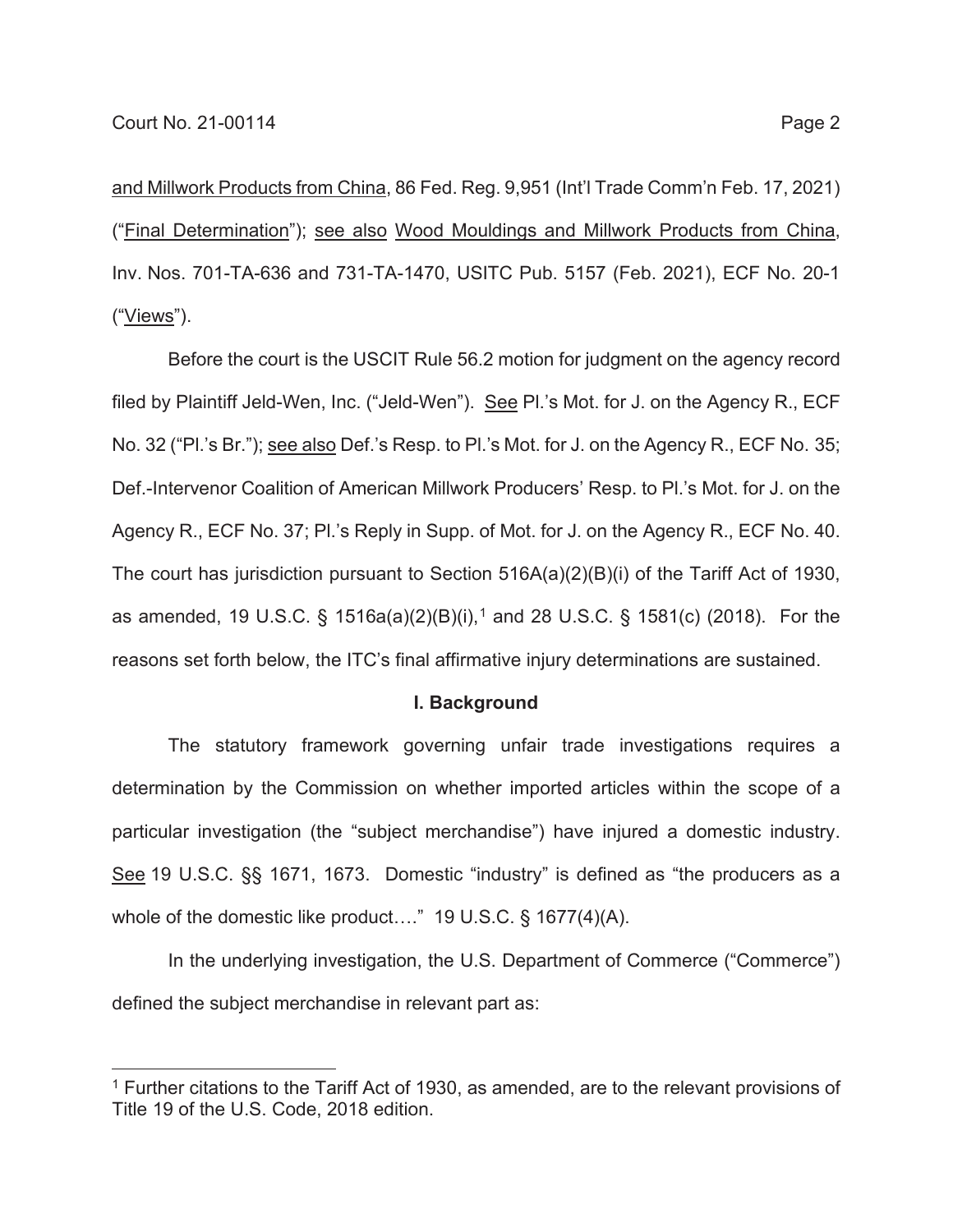and Millwork Products from China, 86 Fed. Reg. 9,951 (Int'l Trade Comm'n Feb. 17, 2021) ("Final Determination"); see also Wood Mouldings and Millwork Products from China, Inv. Nos. 701-TA-636 and 731-TA-1470, USITC Pub. 5157 (Feb. 2021), ECF No. 20-1 ("Views").

Before the court is the USCIT Rule 56.2 motion for judgment on the agency record filed by Plaintiff Jeld-Wen, Inc. ("Jeld-Wen"). See Pl.'s Mot. for J. on the Agency R., ECF No. 32 ("Pl.'s Br."); see also Def.'s Resp. to Pl.'s Mot. for J. on the Agency R., ECF No. 35; Def.-Intervenor Coalition of American Millwork Producers' Resp. to Pl.'s Mot. for J. on the Agency R., ECF No. 37; Pl.'s Reply in Supp. of Mot. for J. on the Agency R., ECF No. 40. The court has jurisdiction pursuant to Section 516A(a)(2)(B)(i) of the Tariff Act of 1930, as amended, 19 U.S.C. § 1516a(a)(2)(B)(i),[1] and 28 U.S.C. § 1581(c) (2018). For the reasons set forth below, the ITC's final affirmative injury determinations are sustained.

## I. Background

The statutory framework governing unfair trade investigations requires a determination by the Commission on whether imported articles within the scope of a particular investigation (the "subject merchandise") have injured a domestic industry. See 19 U.S.C. §§ 1671, 1673. Domestic "industry" is defined as "the producers as a whole of the domestic like product…." 19 U.S.C. § 1677(4)(A).

In the underlying investigation, the U.S. Department of Commerce ("Commerce") defined the subject merchandise in relevant part as:

[1] Further citations to the Tariff Act of 1930, as amended, are to the relevant provisions of Title 19 of the U.S. Code, 2018 edition.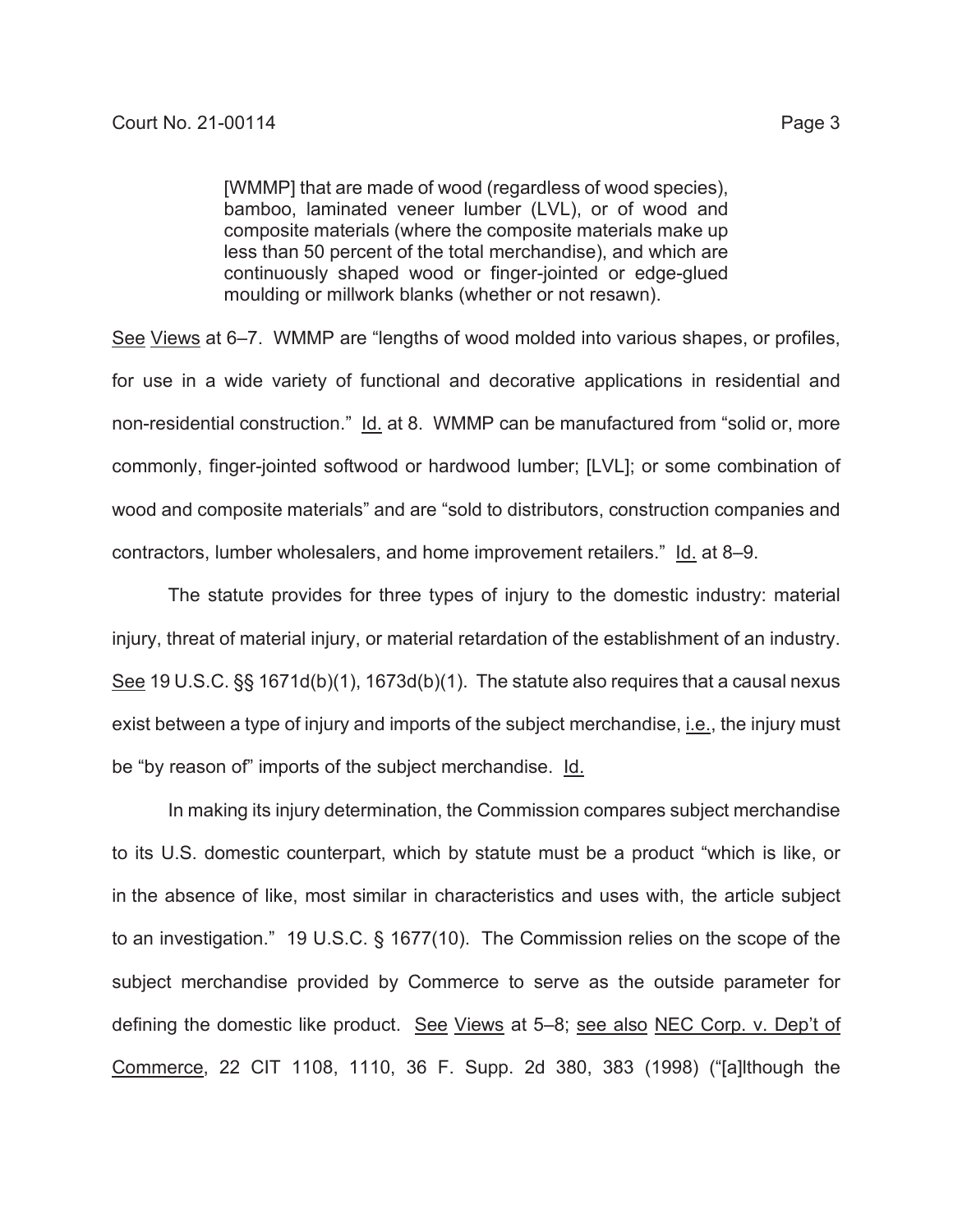> [WMMP] that are made of wood (regardless of wood species), bamboo, laminated veneer lumber (LVL), or of wood and composite materials (where the composite materials make up less than 50 percent of the total merchandise), and which are continuously shaped wood or finger-jointed or edge-glued moulding or millwork blanks (whether or not resawn).

See Views at 6–7. WMMP are "lengths of wood molded into various shapes, or profiles, for use in a wide variety of functional and decorative applications in residential and non-residential construction." Id. at 8. WMMP can be manufactured from "solid or, more commonly, finger-jointed softwood or hardwood lumber; [LVL]; or some combination of wood and composite materials" and are "sold to distributors, construction companies and contractors, lumber wholesalers, and home improvement retailers." Id. at 8–9.

The statute provides for three types of injury to the domestic industry: material injury, threat of material injury, or material retardation of the establishment of an industry. See 19 U.S.C. §§ 1671d(b)(1), 1673d(b)(1). The statute also requires that a causal nexus exist between a type of injury and imports of the subject merchandise, i.e., the injury must be "by reason of" imports of the subject merchandise. Id.

In making its injury determination, the Commission compares subject merchandise to its U.S. domestic counterpart, which by statute must be a product "which is like, or in the absence of like, most similar in characteristics and uses with, the article subject to an investigation." 19 U.S.C. § 1677(10). The Commission relies on the scope of the subject merchandise provided by Commerce to serve as the outside parameter for defining the domestic like product. See Views at 5–8; see also NEC Corp. v. Dep't of Commerce, 22 CIT 1108, 1110, 36 F. Supp. 2d 380, 383 (1998) ("[a]lthough the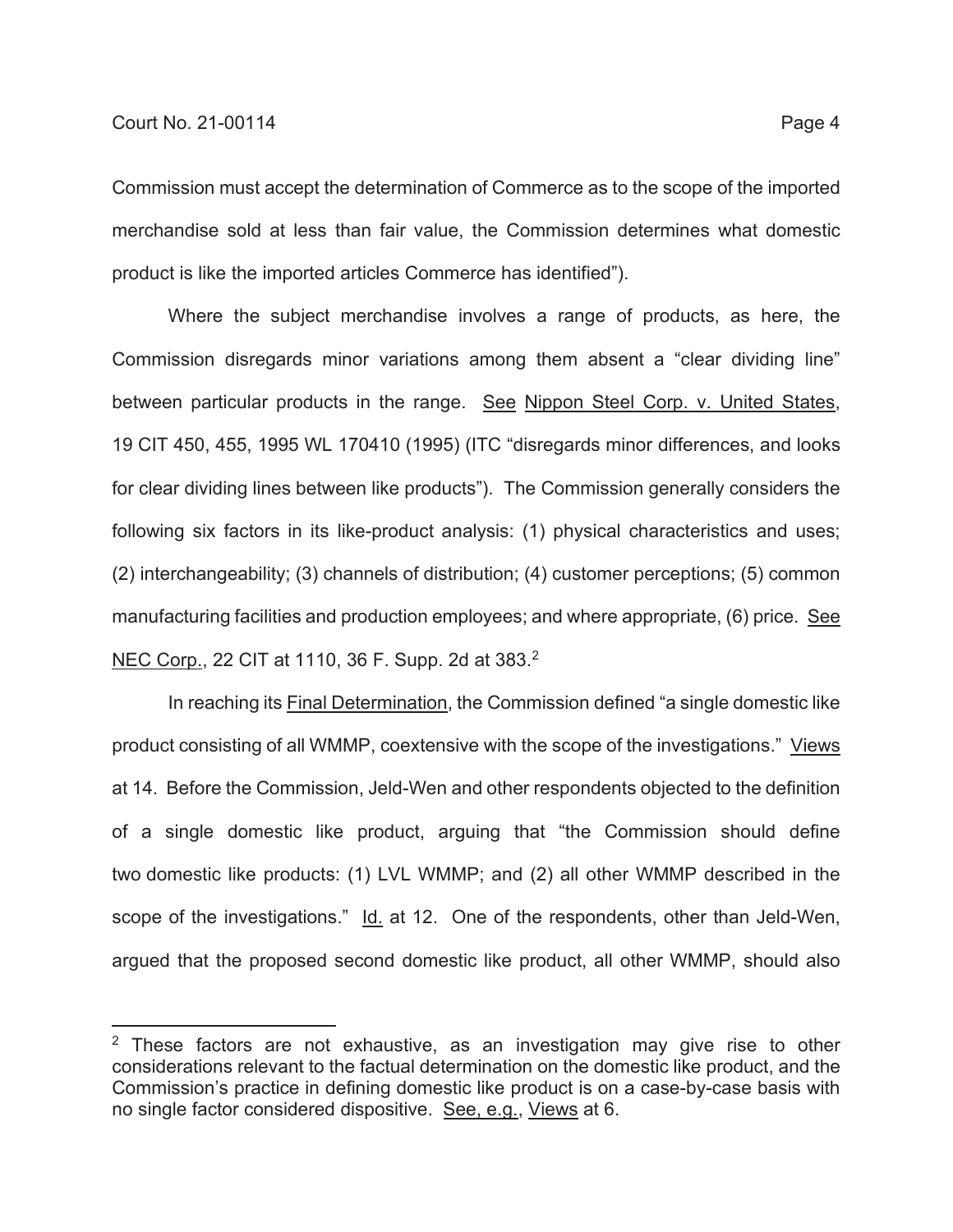Commission must accept the determination of Commerce as to the scope of the imported merchandise sold at less than fair value, the Commission determines what domestic product is like the imported articles Commerce has identified").

Where the subject merchandise involves a range of products, as here, the Commission disregards minor variations among them absent a "clear dividing line" between particular products in the range. See Nippon Steel Corp. v. United States, 19 CIT 450, 455, 1995 WL 170410 (1995) (ITC "disregards minor differences, and looks for clear dividing lines between like products"). The Commission generally considers the following six factors in its like-product analysis: (1) physical characteristics and uses; (2) interchangeability; (3) channels of distribution; (4) customer perceptions; (5) common manufacturing facilities and production employees; and where appropriate, (6) price. See NEC Corp., 22 CIT at 1110, 36 F. Supp. 2d at 383.[2]

In reaching its Final Determination, the Commission defined "a single domestic like product consisting of all WMMP, coextensive with the scope of the investigations." Views at 14. Before the Commission, Jeld-Wen and other respondents objected to the definition of a single domestic like product, arguing that "the Commission should define two domestic like products: (1) LVL WMMP; and (2) all other WMMP described in the scope of the investigations." Id. at 12. One of the respondents, other than Jeld-Wen, argued that the proposed second domestic like product, all other WMMP, should also

---

[2] These factors are not exhaustive, as an investigation may give rise to other considerations relevant to the factual determination on the domestic like product, and the Commission's practice in defining domestic like product is on a case-by-case basis with no single factor considered dispositive. See, e.g., Views at 6.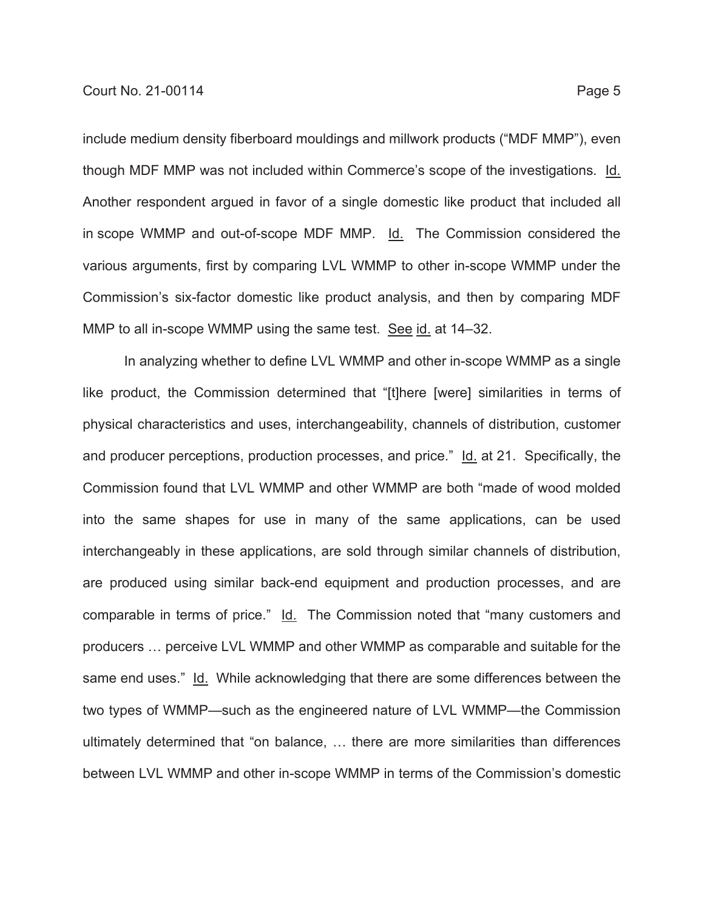include medium density fiberboard mouldings and millwork products ("MDF MMP"), even though MDF MMP was not included within Commerce's scope of the investigations. Id. Another respondent argued in favor of a single domestic like product that included all in scope WMMP and out-of-scope MDF MMP. Id. The Commission considered the various arguments, first by comparing LVL WMMP to other in-scope WMMP under the Commission's six-factor domestic like product analysis, and then by comparing MDF MMP to all in-scope WMMP using the same test. See id. at 14–32.

In analyzing whether to define LVL WMMP and other in-scope WMMP as a single like product, the Commission determined that "[t]here [were] similarities in terms of physical characteristics and uses, interchangeability, channels of distribution, customer and producer perceptions, production processes, and price." Id. at 21. Specifically, the Commission found that LVL WMMP and other WMMP are both "made of wood molded into the same shapes for use in many of the same applications, can be used interchangeably in these applications, are sold through similar channels of distribution, are produced using similar back-end equipment and production processes, and are comparable in terms of price." Id. The Commission noted that "many customers and producers … perceive LVL WMMP and other WMMP as comparable and suitable for the same end uses." Id. While acknowledging that there are some differences between the two types of WMMP—such as the engineered nature of LVL WMMP—the Commission ultimately determined that "on balance, … there are more similarities than differences between LVL WMMP and other in-scope WMMP in terms of the Commission's domestic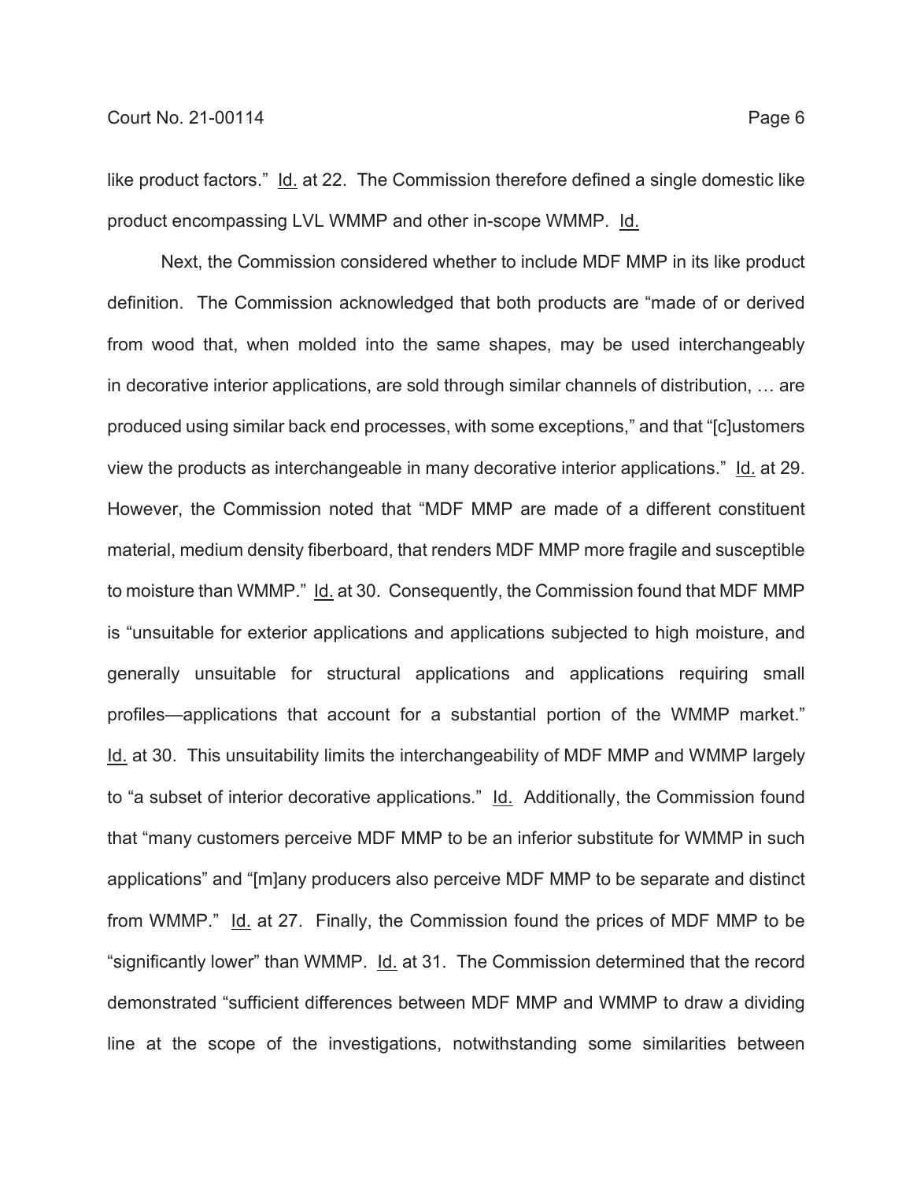like product factors." Id. at 22. The Commission therefore defined a single domestic like product encompassing LVL WMMP and other in-scope WMMP. Id.

Next, the Commission considered whether to include MDF MMP in its like product definition. The Commission acknowledged that both products are "made of or derived from wood that, when molded into the same shapes, may be used interchangeably in decorative interior applications, are sold through similar channels of distribution, … are produced using similar back end processes, with some exceptions," and that "[c]ustomers view the products as interchangeable in many decorative interior applications." Id. at 29. However, the Commission noted that "MDF MMP are made of a different constituent material, medium density fiberboard, that renders MDF MMP more fragile and susceptible to moisture than WMMP." Id. at 30. Consequently, the Commission found that MDF MMP is "unsuitable for exterior applications and applications subjected to high moisture, and generally unsuitable for structural applications and applications requiring small profiles—applications that account for a substantial portion of the WMMP market." Id. at 30. This unsuitability limits the interchangeability of MDF MMP and WMMP largely to "a subset of interior decorative applications." Id. Additionally, the Commission found that "many customers perceive MDF MMP to be an inferior substitute for WMMP in such applications" and "[m]any producers also perceive MDF MMP to be separate and distinct from WMMP." Id. at 27. Finally, the Commission found the prices of MDF MMP to be "significantly lower" than WMMP. Id. at 31. The Commission determined that the record demonstrated "sufficient differences between MDF MMP and WMMP to draw a dividing line at the scope of the investigations, notwithstanding some similarities between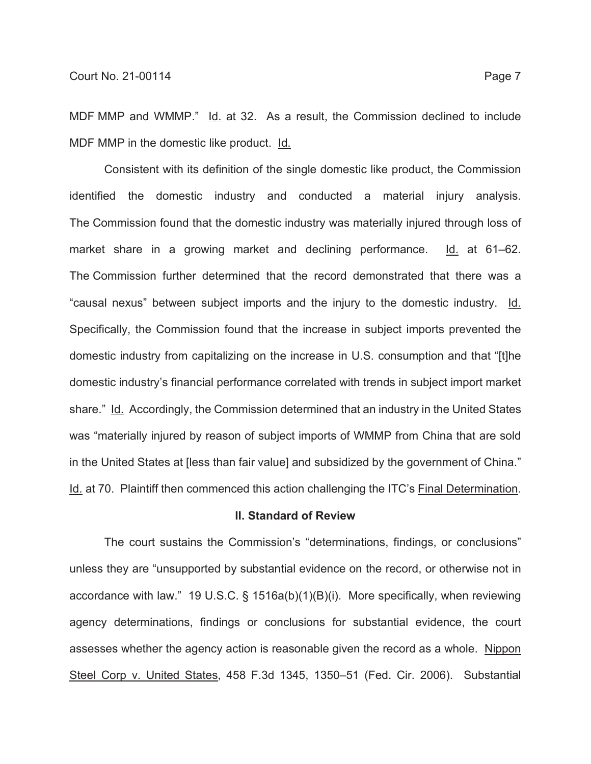MDF MMP and WMMP." Id. at 32. As a result, the Commission declined to include MDF MMP in the domestic like product. Id.

Consistent with its definition of the single domestic like product, the Commission identified the domestic industry and conducted a material injury analysis. The Commission found that the domestic industry was materially injured through loss of market share in a growing market and declining performance. Id. at 61–62. The Commission further determined that the record demonstrated that there was a "causal nexus" between subject imports and the injury to the domestic industry. Id. Specifically, the Commission found that the increase in subject imports prevented the domestic industry from capitalizing on the increase in U.S. consumption and that "[t]he domestic industry's financial performance correlated with trends in subject import market share." Id. Accordingly, the Commission determined that an industry in the United States was "materially injured by reason of subject imports of WMMP from China that are sold in the United States at [less than fair value] and subsidized by the government of China." Id. at 70. Plaintiff then commenced this action challenging the ITC's Final Determination.

## II. Standard of Review

The court sustains the Commission's "determinations, findings, or conclusions" unless they are "unsupported by substantial evidence on the record, or otherwise not in accordance with law." 19 U.S.C. § 1516a(b)(1)(B)(i). More specifically, when reviewing agency determinations, findings or conclusions for substantial evidence, the court assesses whether the agency action is reasonable given the record as a whole. Nippon Steel Corp v. United States, 458 F.3d 1345, 1350–51 (Fed. Cir. 2006). Substantial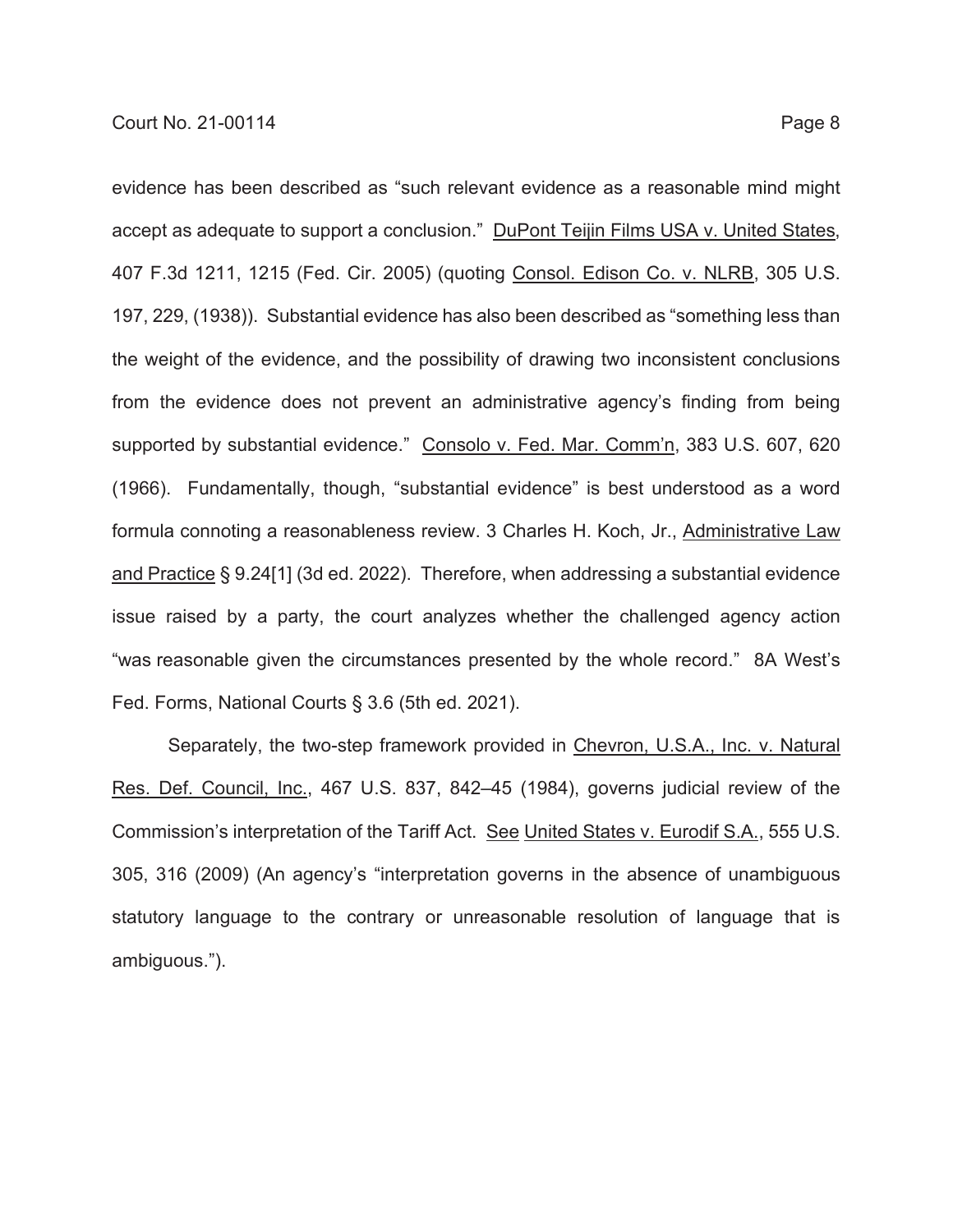evidence has been described as "such relevant evidence as a reasonable mind might accept as adequate to support a conclusion." DuPont Teijin Films USA v. United States, 407 F.3d 1211, 1215 (Fed. Cir. 2005) (quoting Consol. Edison Co. v. NLRB, 305 U.S. 197, 229, (1938)). Substantial evidence has also been described as "something less than the weight of the evidence, and the possibility of drawing two inconsistent conclusions from the evidence does not prevent an administrative agency's finding from being supported by substantial evidence." Consolo v. Fed. Mar. Comm'n, 383 U.S. 607, 620 (1966). Fundamentally, though, "substantial evidence" is best understood as a word formula connoting a reasonableness review. 3 Charles H. Koch, Jr., Administrative Law and Practice § 9.24[1] (3d ed. 2022). Therefore, when addressing a substantial evidence issue raised by a party, the court analyzes whether the challenged agency action "was reasonable given the circumstances presented by the whole record." 8A West's Fed. Forms, National Courts § 3.6 (5th ed. 2021).

Separately, the two-step framework provided in Chevron, U.S.A., Inc. v. Natural Res. Def. Council, Inc., 467 U.S. 837, 842–45 (1984), governs judicial review of the Commission's interpretation of the Tariff Act. See United States v. Eurodif S.A., 555 U.S. 305, 316 (2009) (An agency's "interpretation governs in the absence of unambiguous statutory language to the contrary or unreasonable resolution of language that is ambiguous.").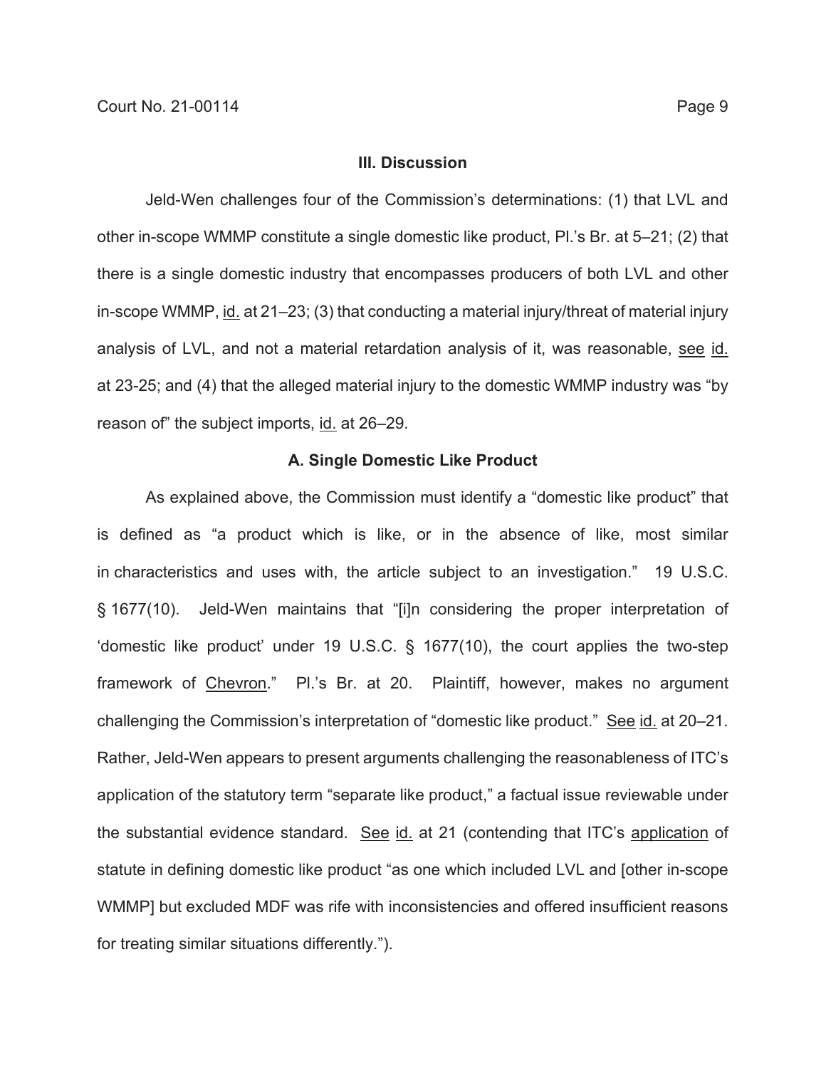### III. Discussion

Jeld-Wen challenges four of the Commission's determinations: (1) that LVL and other in-scope WMMP constitute a single domestic like product, Pl.'s Br. at 5–21; (2) that there is a single domestic industry that encompasses producers of both LVL and other in-scope WMMP, id. at 21–23; (3) that conducting a material injury/threat of material injury analysis of LVL, and not a material retardation analysis of it, was reasonable, see id. at 23-25; and (4) that the alleged material injury to the domestic WMMP industry was "by reason of" the subject imports, id. at 26–29.

#### A. Single Domestic Like Product

As explained above, the Commission must identify a "domestic like product" that is defined as "a product which is like, or in the absence of like, most similar in characteristics and uses with, the article subject to an investigation." 19 U.S.C. § 1677(10). Jeld-Wen maintains that "[i]n considering the proper interpretation of 'domestic like product' under 19 U.S.C. § 1677(10), the court applies the two-step framework of Chevron." Pl.'s Br. at 20. Plaintiff, however, makes no argument challenging the Commission's interpretation of "domestic like product." See id. at 20–21. Rather, Jeld-Wen appears to present arguments challenging the reasonableness of ITC's application of the statutory term "separate like product," a factual issue reviewable under the substantial evidence standard. See id. at 21 (contending that ITC's application of statute in defining domestic like product "as one which included LVL and [other in-scope WMMP] but excluded MDF was rife with inconsistencies and offered insufficient reasons for treating similar situations differently.").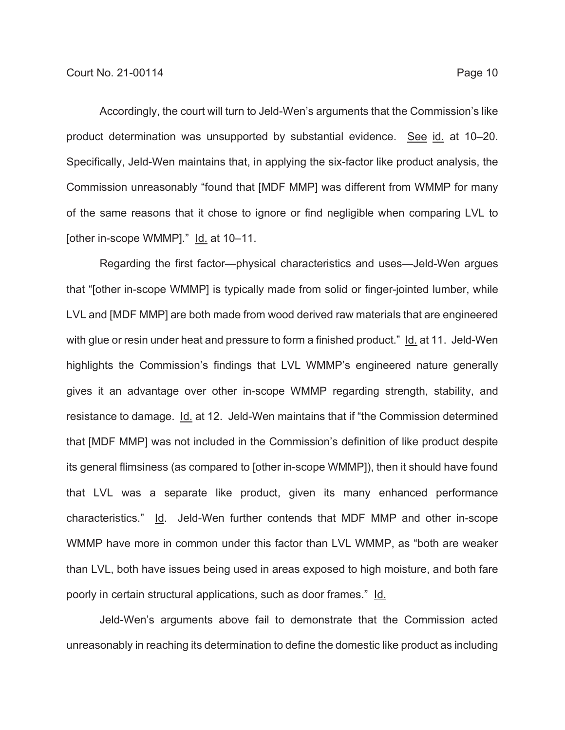Accordingly, the court will turn to Jeld-Wen's arguments that the Commission's like product determination was unsupported by substantial evidence. See id. at 10–20. Specifically, Jeld-Wen maintains that, in applying the six-factor like product analysis, the Commission unreasonably "found that [MDF MMP] was different from WMMP for many of the same reasons that it chose to ignore or find negligible when comparing LVL to [other in-scope WMMP]." Id. at 10–11.

Regarding the first factor—physical characteristics and uses—Jeld-Wen argues that "[other in-scope WMMP] is typically made from solid or finger-jointed lumber, while LVL and [MDF MMP] are both made from wood derived raw materials that are engineered with glue or resin under heat and pressure to form a finished product." Id. at 11. Jeld-Wen highlights the Commission's findings that LVL WMMP's engineered nature generally gives it an advantage over other in-scope WMMP regarding strength, stability, and resistance to damage. Id. at 12. Jeld-Wen maintains that if "the Commission determined that [MDF MMP] was not included in the Commission's definition of like product despite its general flimsiness (as compared to [other in-scope WMMP]), then it should have found that LVL was a separate like product, given its many enhanced performance characteristics." Id. Jeld-Wen further contends that MDF MMP and other in-scope WMMP have more in common under this factor than LVL WMMP, as "both are weaker than LVL, both have issues being used in areas exposed to high moisture, and both fare poorly in certain structural applications, such as door frames." Id.

Jeld-Wen's arguments above fail to demonstrate that the Commission acted unreasonably in reaching its determination to define the domestic like product as including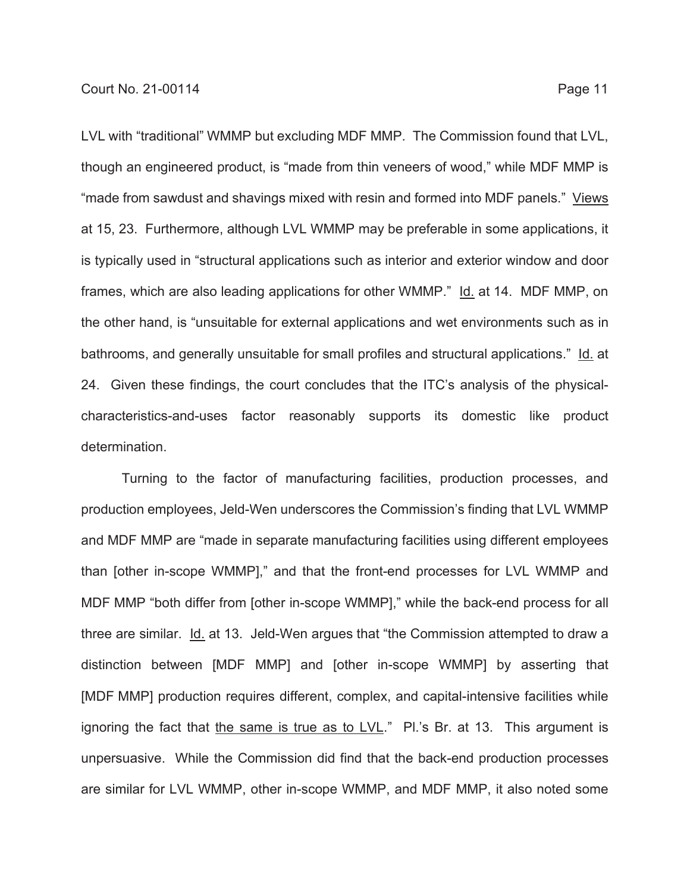LVL with "traditional" WMMP but excluding MDF MMP. The Commission found that LVL, though an engineered product, is "made from thin veneers of wood," while MDF MMP is "made from sawdust and shavings mixed with resin and formed into MDF panels." Views at 15, 23. Furthermore, although LVL WMMP may be preferable in some applications, it is typically used in "structural applications such as interior and exterior window and door frames, which are also leading applications for other WMMP." Id. at 14. MDF MMP, on the other hand, is "unsuitable for external applications and wet environments such as in bathrooms, and generally unsuitable for small profiles and structural applications." Id. at 24. Given these findings, the court concludes that the ITC's analysis of the physical-characteristics-and-uses factor reasonably supports its domestic like product determination.

Turning to the factor of manufacturing facilities, production processes, and production employees, Jeld-Wen underscores the Commission's finding that LVL WMMP and MDF MMP are "made in separate manufacturing facilities using different employees than [other in-scope WMMP]," and that the front-end processes for LVL WMMP and MDF MMP "both differ from [other in-scope WMMP]," while the back-end process for all three are similar. Id. at 13. Jeld-Wen argues that "the Commission attempted to draw a distinction between [MDF MMP] and [other in-scope WMMP] by asserting that [MDF MMP] production requires different, complex, and capital-intensive facilities while ignoring the fact that the same is true as to LVL." Pl.'s Br. at 13. This argument is unpersuasive. While the Commission did find that the back-end production processes are similar for LVL WMMP, other in-scope WMMP, and MDF MMP, it also noted some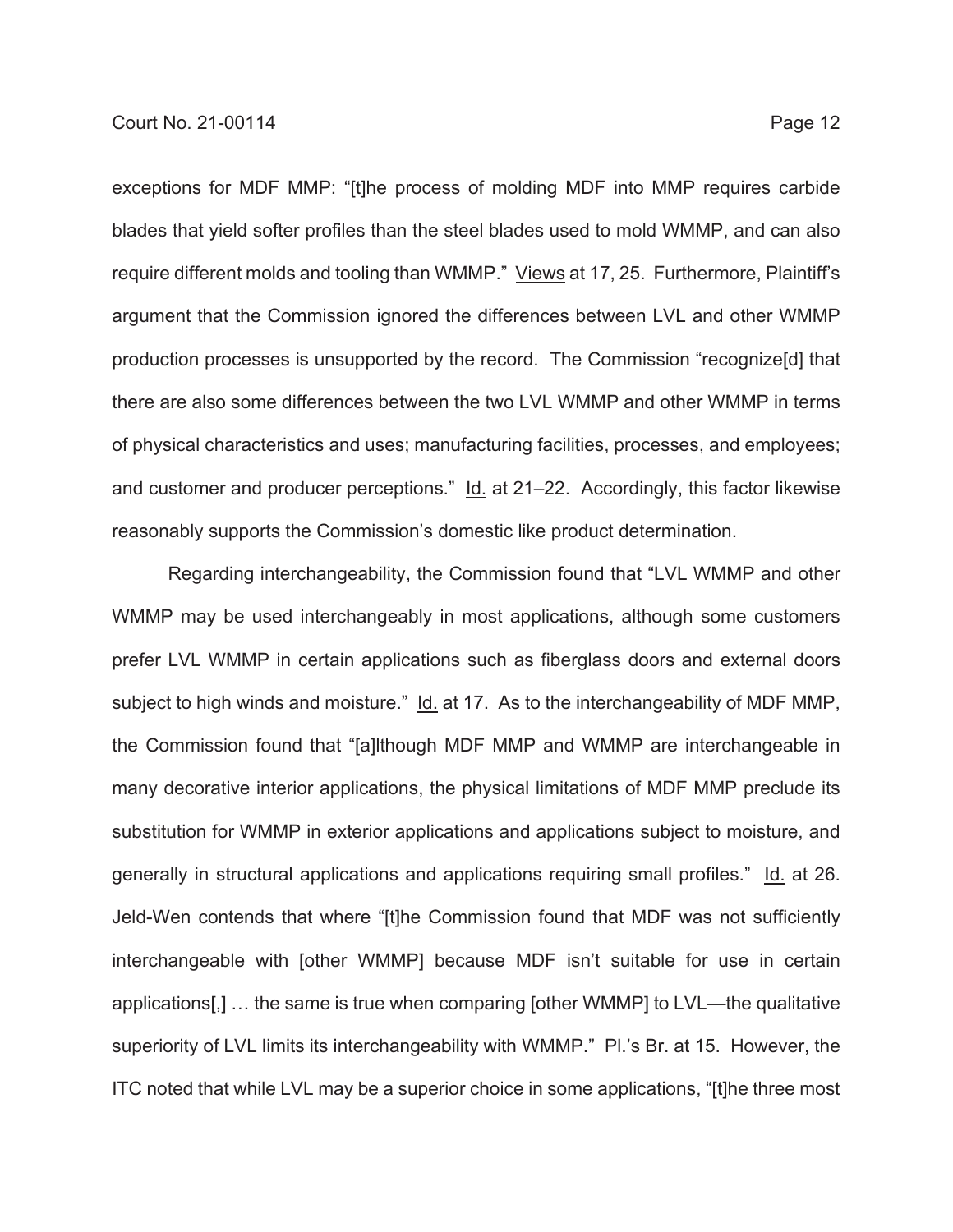exceptions for MDF MMP: "[t]he process of molding MDF into MMP requires carbide blades that yield softer profiles than the steel blades used to mold WMMP, and can also require different molds and tooling than WMMP." Views at 17, 25. Furthermore, Plaintiff's argument that the Commission ignored the differences between LVL and other WMMP production processes is unsupported by the record. The Commission "recognize[d] that there are also some differences between the two LVL WMMP and other WMMP in terms of physical characteristics and uses; manufacturing facilities, processes, and employees; and customer and producer perceptions." Id. at 21–22. Accordingly, this factor likewise reasonably supports the Commission's domestic like product determination.

Regarding interchangeability, the Commission found that "LVL WMMP and other WMMP may be used interchangeably in most applications, although some customers prefer LVL WMMP in certain applications such as fiberglass doors and external doors subject to high winds and moisture." Id. at 17. As to the interchangeability of MDF MMP, the Commission found that "[a]lthough MDF MMP and WMMP are interchangeable in many decorative interior applications, the physical limitations of MDF MMP preclude its substitution for WMMP in exterior applications and applications subject to moisture, and generally in structural applications and applications requiring small profiles." Id. at 26. Jeld-Wen contends that where "[t]he Commission found that MDF was not sufficiently interchangeable with [other WMMP] because MDF isn't suitable for use in certain applications[,] … the same is true when comparing [other WMMP] to LVL—the qualitative superiority of LVL limits its interchangeability with WMMP." Pl.'s Br. at 15. However, the ITC noted that while LVL may be a superior choice in some applications, "[t]he three most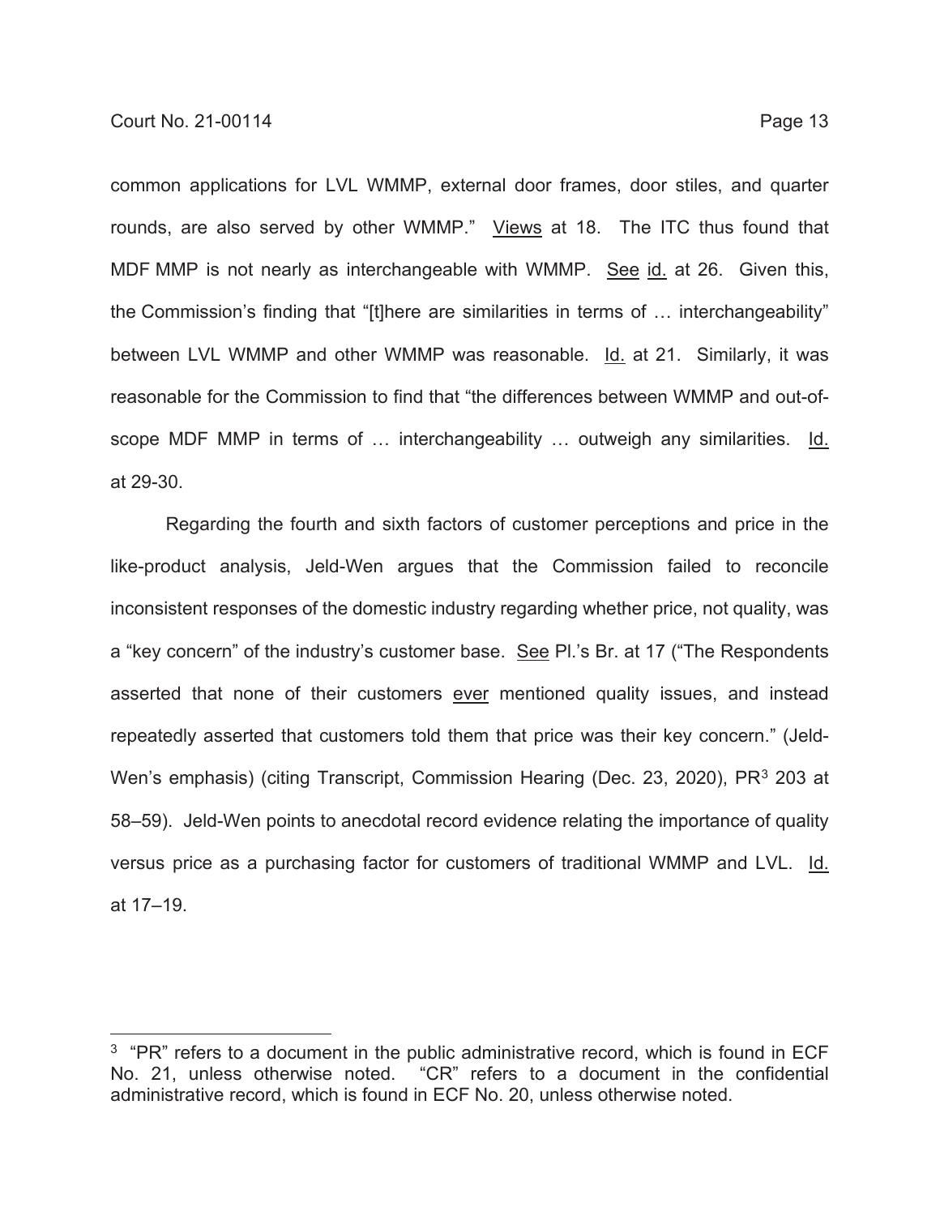common applications for LVL WMMP, external door frames, door stiles, and quarter rounds, are also served by other WMMP." Views at 18. The ITC thus found that MDF MMP is not nearly as interchangeable with WMMP. See id. at 26. Given this, the Commission's finding that "[t]here are similarities in terms of … interchangeability" between LVL WMMP and other WMMP was reasonable. Id. at 21. Similarly, it was reasonable for the Commission to find that "the differences between WMMP and out-of-scope MDF MMP in terms of … interchangeability … outweigh any similarities. Id. at 29-30.

Regarding the fourth and sixth factors of customer perceptions and price in the like-product analysis, Jeld-Wen argues that the Commission failed to reconcile inconsistent responses of the domestic industry regarding whether price, not quality, was a "key concern" of the industry's customer base. See Pl.'s Br. at 17 ("The Respondents asserted that none of their customers ever mentioned quality issues, and instead repeatedly asserted that customers told them that price was their key concern." (Jeld-Wen's emphasis) (citing Transcript, Commission Hearing (Dec. 23, 2020), PR[3] 203 at 58–59). Jeld-Wen points to anecdotal record evidence relating the importance of quality versus price as a purchasing factor for customers of traditional WMMP and LVL. Id. at 17–19.

---

[3] "PR" refers to a document in the public administrative record, which is found in ECF No. 21, unless otherwise noted. "CR" refers to a document in the confidential administrative record, which is found in ECF No. 20, unless otherwise noted.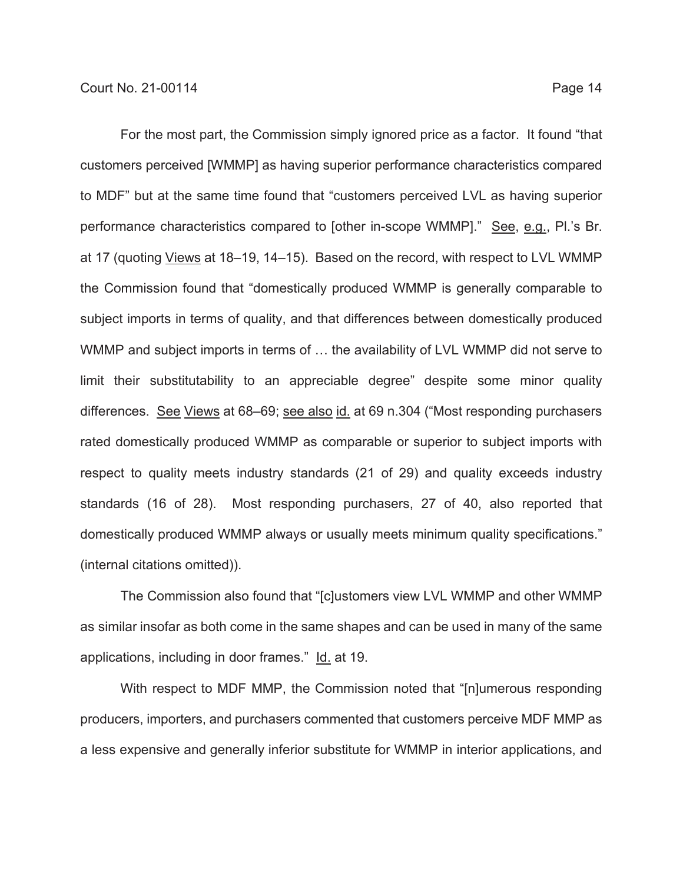For the most part, the Commission simply ignored price as a factor. It found "that customers perceived [WMMP] as having superior performance characteristics compared to MDF" but at the same time found that "customers perceived LVL as having superior performance characteristics compared to [other in-scope WMMP]." See, e.g., Pl.'s Br. at 17 (quoting Views at 18–19, 14–15). Based on the record, with respect to LVL WMMP the Commission found that "domestically produced WMMP is generally comparable to subject imports in terms of quality, and that differences between domestically produced WMMP and subject imports in terms of … the availability of LVL WMMP did not serve to limit their substitutability to an appreciable degree" despite some minor quality differences. See Views at 68–69; see also id. at 69 n.304 ("Most responding purchasers rated domestically produced WMMP as comparable or superior to subject imports with respect to quality meets industry standards (21 of 29) and quality exceeds industry standards (16 of 28). Most responding purchasers, 27 of 40, also reported that domestically produced WMMP always or usually meets minimum quality specifications." (internal citations omitted)).

The Commission also found that "[c]ustomers view LVL WMMP and other WMMP as similar insofar as both come in the same shapes and can be used in many of the same applications, including in door frames." Id. at 19.

With respect to MDF MMP, the Commission noted that "[n]umerous responding producers, importers, and purchasers commented that customers perceive MDF MMP as a less expensive and generally inferior substitute for WMMP in interior applications, and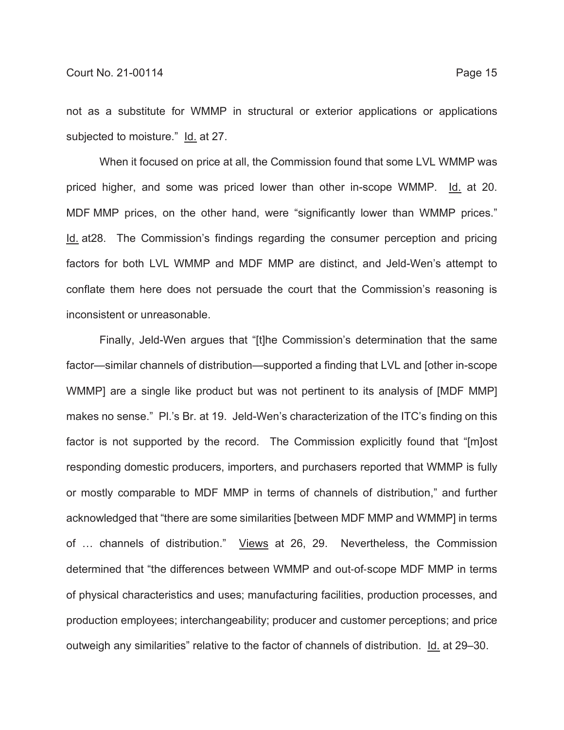not as a substitute for WMMP in structural or exterior applications or applications subjected to moisture." Id. at 27.

When it focused on price at all, the Commission found that some LVL WMMP was priced higher, and some was priced lower than other in-scope WMMP. Id. at 20. MDF MMP prices, on the other hand, were "significantly lower than WMMP prices." Id. at28. The Commission's findings regarding the consumer perception and pricing factors for both LVL WMMP and MDF MMP are distinct, and Jeld-Wen's attempt to conflate them here does not persuade the court that the Commission's reasoning is inconsistent or unreasonable.

Finally, Jeld-Wen argues that "[t]he Commission's determination that the same factor—similar channels of distribution—supported a finding that LVL and [other in-scope WMMP] are a single like product but was not pertinent to its analysis of [MDF MMP] makes no sense." Pl.'s Br. at 19. Jeld-Wen's characterization of the ITC's finding on this factor is not supported by the record. The Commission explicitly found that "[m]ost responding domestic producers, importers, and purchasers reported that WMMP is fully or mostly comparable to MDF MMP in terms of channels of distribution," and further acknowledged that "there are some similarities [between MDF MMP and WMMP] in terms of … channels of distribution." Views at 26, 29. Nevertheless, the Commission determined that "the differences between WMMP and out-of-scope MDF MMP in terms of physical characteristics and uses; manufacturing facilities, production processes, and production employees; interchangeability; producer and customer perceptions; and price outweigh any similarities" relative to the factor of channels of distribution. Id. at 29–30.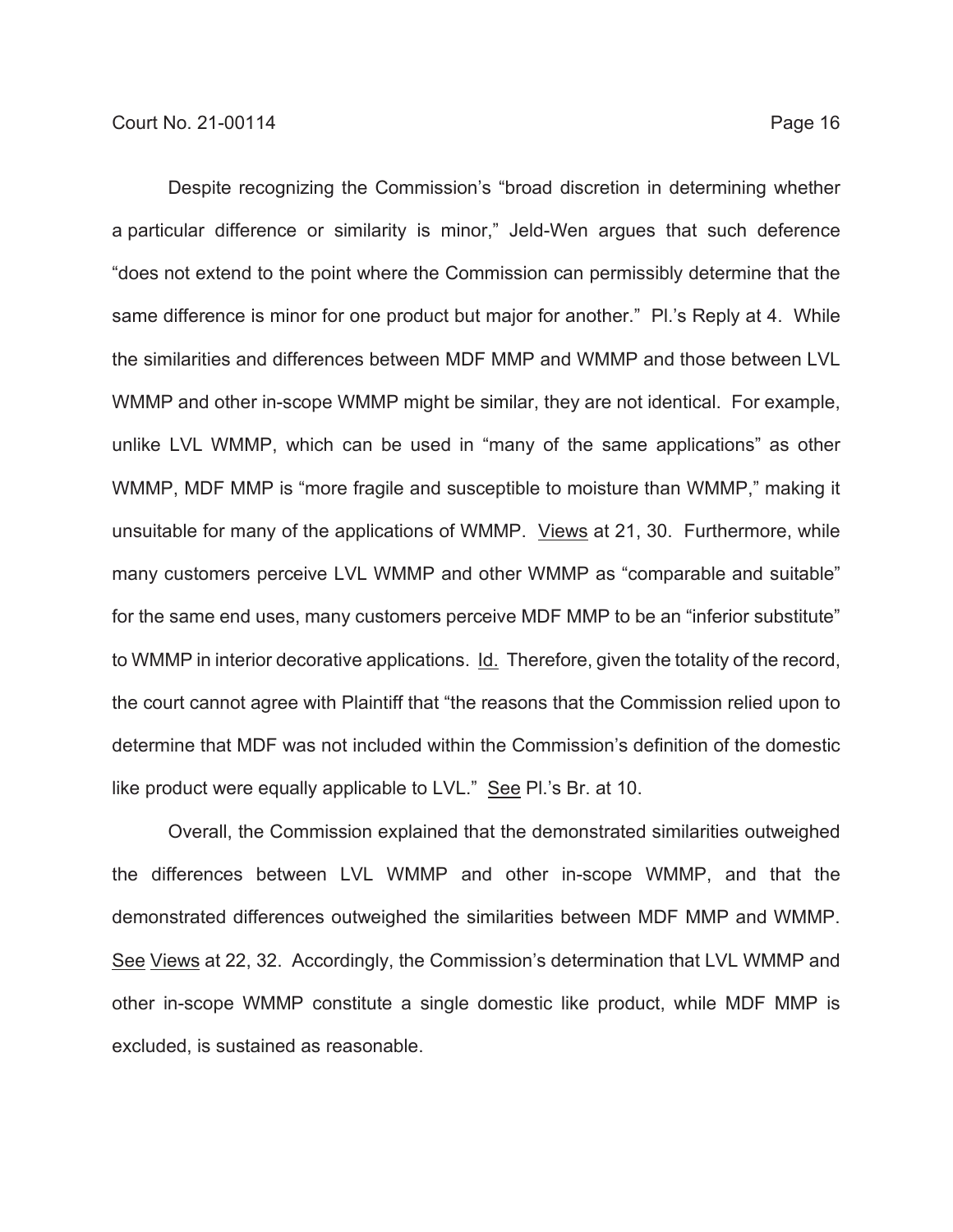Despite recognizing the Commission's "broad discretion in determining whether a particular difference or similarity is minor," Jeld-Wen argues that such deference "does not extend to the point where the Commission can permissibly determine that the same difference is minor for one product but major for another." Pl.'s Reply at 4. While the similarities and differences between MDF MMP and WMMP and those between LVL WMMP and other in-scope WMMP might be similar, they are not identical. For example, unlike LVL WMMP, which can be used in "many of the same applications" as other WMMP, MDF MMP is "more fragile and susceptible to moisture than WMMP," making it unsuitable for many of the applications of WMMP. Views at 21, 30. Furthermore, while many customers perceive LVL WMMP and other WMMP as "comparable and suitable" for the same end uses, many customers perceive MDF MMP to be an "inferior substitute" to WMMP in interior decorative applications. Id. Therefore, given the totality of the record, the court cannot agree with Plaintiff that "the reasons that the Commission relied upon to determine that MDF was not included within the Commission's definition of the domestic like product were equally applicable to LVL." See Pl.'s Br. at 10.

Overall, the Commission explained that the demonstrated similarities outweighed the differences between LVL WMMP and other in-scope WMMP, and that the demonstrated differences outweighed the similarities between MDF MMP and WMMP. See Views at 22, 32. Accordingly, the Commission's determination that LVL WMMP and other in-scope WMMP constitute a single domestic like product, while MDF MMP is excluded, is sustained as reasonable.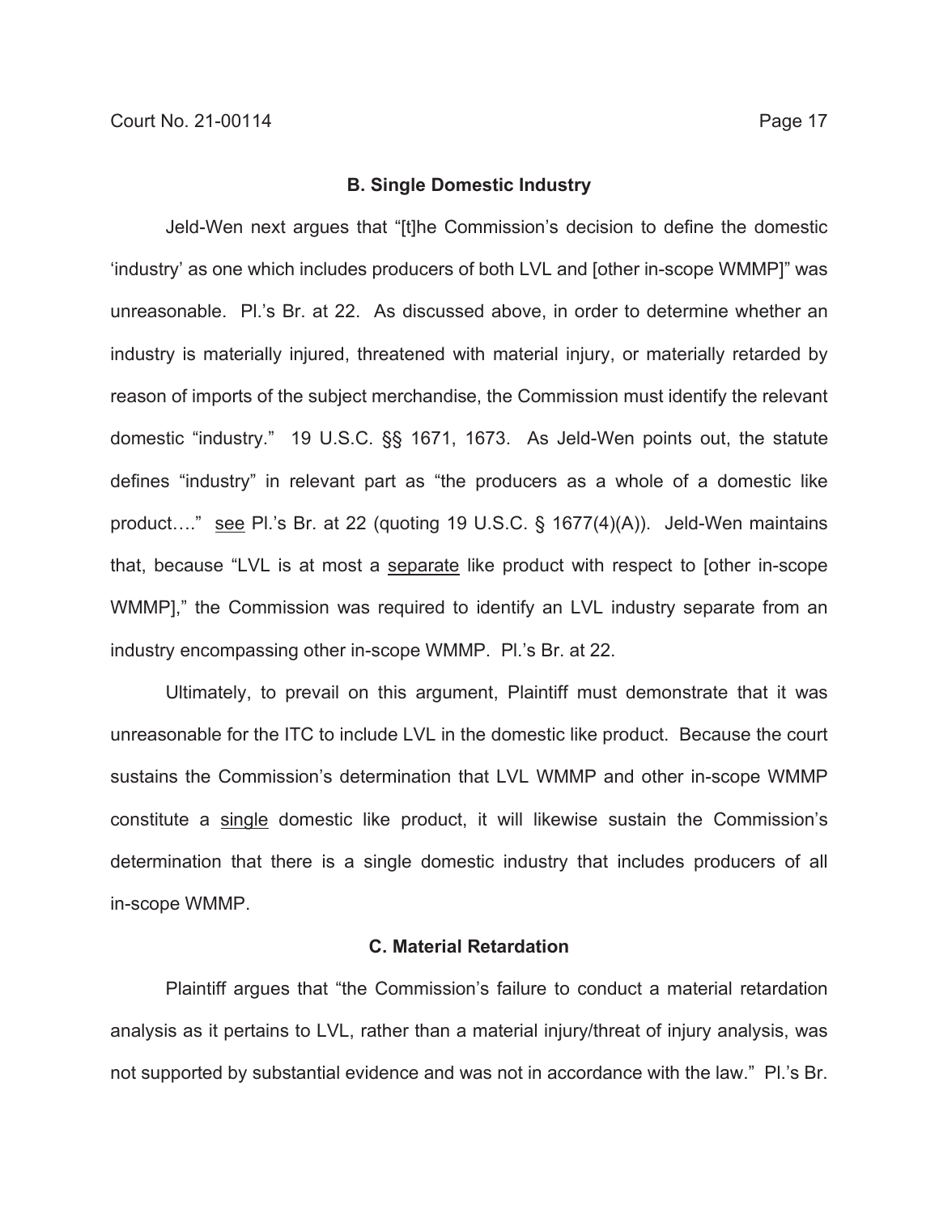### B. Single Domestic Industry

Jeld-Wen next argues that "[t]he Commission's decision to define the domestic 'industry' as one which includes producers of both LVL and [other in-scope WMMP]" was unreasonable. Pl.'s Br. at 22. As discussed above, in order to determine whether an industry is materially injured, threatened with material injury, or materially retarded by reason of imports of the subject merchandise, the Commission must identify the relevant domestic "industry." 19 U.S.C. §§ 1671, 1673. As Jeld-Wen points out, the statute defines "industry" in relevant part as "the producers as a whole of a domestic like product…." see Pl.'s Br. at 22 (quoting 19 U.S.C. § 1677(4)(A)). Jeld-Wen maintains that, because "LVL is at most a separate like product with respect to [other in-scope WMMP]," the Commission was required to identify an LVL industry separate from an industry encompassing other in-scope WMMP. Pl.'s Br. at 22.

Ultimately, to prevail on this argument, Plaintiff must demonstrate that it was unreasonable for the ITC to include LVL in the domestic like product. Because the court sustains the Commission's determination that LVL WMMP and other in-scope WMMP constitute a single domestic like product, it will likewise sustain the Commission's determination that there is a single domestic industry that includes producers of all in-scope WMMP.

### C. Material Retardation

Plaintiff argues that "the Commission's failure to conduct a material retardation analysis as it pertains to LVL, rather than a material injury/threat of injury analysis, was not supported by substantial evidence and was not in accordance with the law." Pl.'s Br.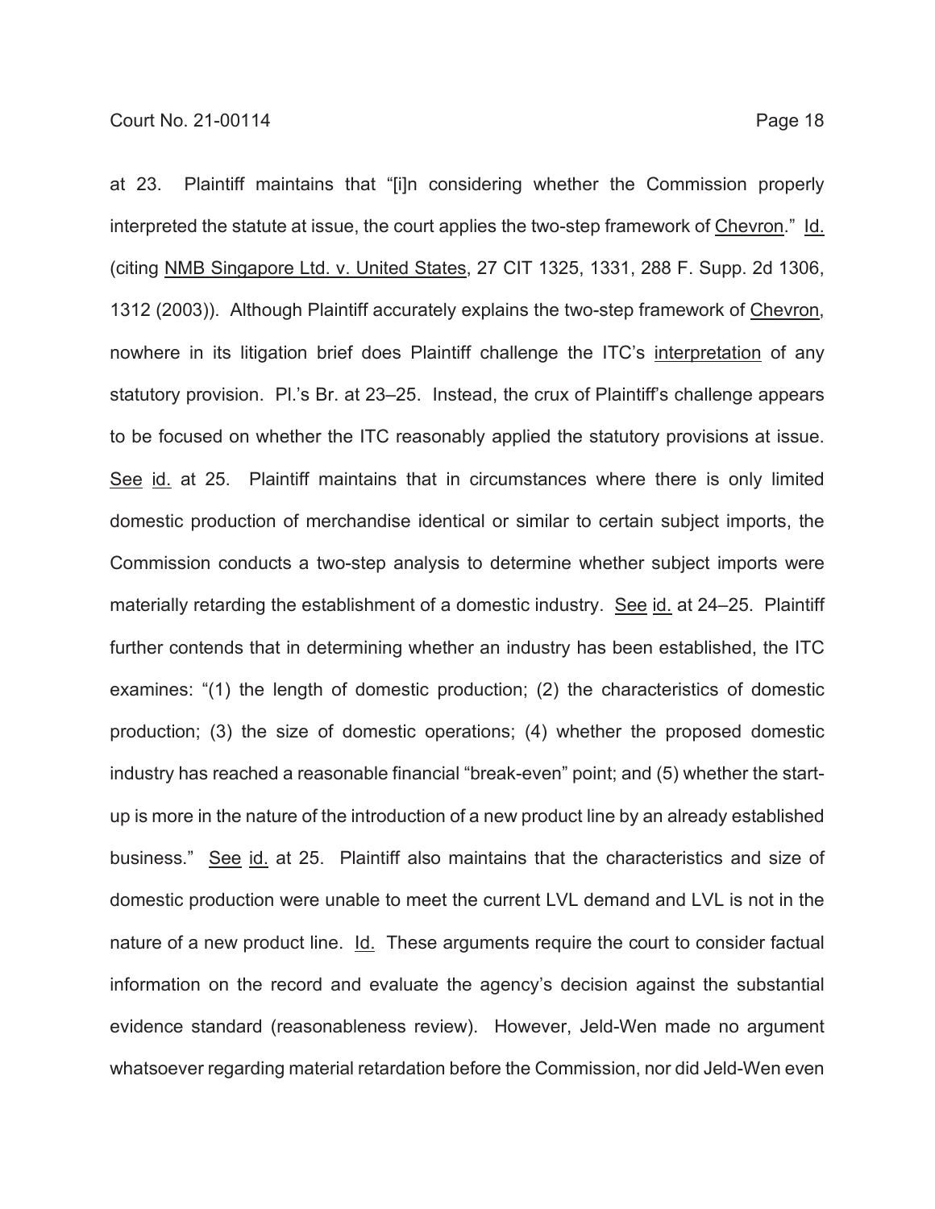at 23. Plaintiff maintains that "[i]n considering whether the Commission properly interpreted the statute at issue, the court applies the two-step framework of Chevron." Id. (citing NMB Singapore Ltd. v. United States, 27 CIT 1325, 1331, 288 F. Supp. 2d 1306, 1312 (2003)). Although Plaintiff accurately explains the two-step framework of Chevron, nowhere in its litigation brief does Plaintiff challenge the ITC's interpretation of any statutory provision. Pl.'s Br. at 23–25. Instead, the crux of Plaintiff's challenge appears to be focused on whether the ITC reasonably applied the statutory provisions at issue. See id. at 25. Plaintiff maintains that in circumstances where there is only limited domestic production of merchandise identical or similar to certain subject imports, the Commission conducts a two-step analysis to determine whether subject imports were materially retarding the establishment of a domestic industry. See id. at 24–25. Plaintiff further contends that in determining whether an industry has been established, the ITC examines: "(1) the length of domestic production; (2) the characteristics of domestic production; (3) the size of domestic operations; (4) whether the proposed domestic industry has reached a reasonable financial "break-even" point; and (5) whether the start-up is more in the nature of the introduction of a new product line by an already established business." See id. at 25. Plaintiff also maintains that the characteristics and size of domestic production were unable to meet the current LVL demand and LVL is not in the nature of a new product line. Id. These arguments require the court to consider factual information on the record and evaluate the agency's decision against the substantial evidence standard (reasonableness review). However, Jeld-Wen made no argument whatsoever regarding material retardation before the Commission, nor did Jeld-Wen even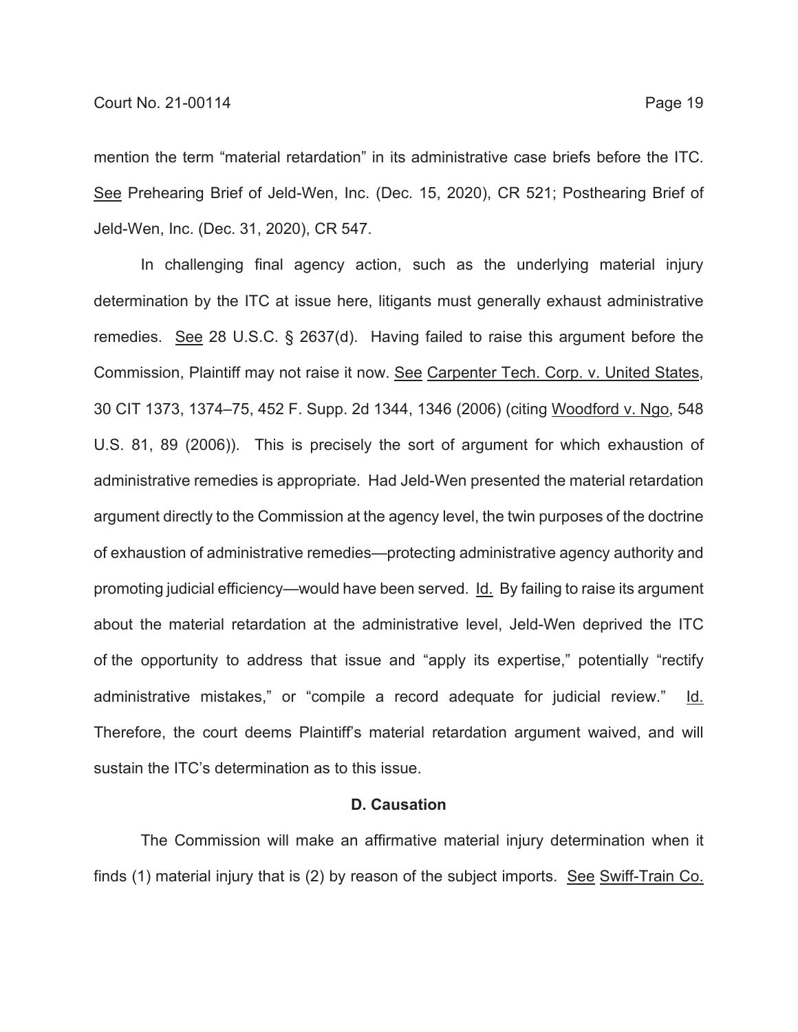mention the term "material retardation" in its administrative case briefs before the ITC. See Prehearing Brief of Jeld-Wen, Inc. (Dec. 15, 2020), CR 521; Posthearing Brief of Jeld-Wen, Inc. (Dec. 31, 2020), CR 547.

In challenging final agency action, such as the underlying material injury determination by the ITC at issue here, litigants must generally exhaust administrative remedies. See 28 U.S.C. § 2637(d). Having failed to raise this argument before the Commission, Plaintiff may not raise it now. See Carpenter Tech. Corp. v. United States, 30 CIT 1373, 1374–75, 452 F. Supp. 2d 1344, 1346 (2006) (citing Woodford v. Ngo, 548 U.S. 81, 89 (2006)). This is precisely the sort of argument for which exhaustion of administrative remedies is appropriate. Had Jeld-Wen presented the material retardation argument directly to the Commission at the agency level, the twin purposes of the doctrine of exhaustion of administrative remedies—protecting administrative agency authority and promoting judicial efficiency—would have been served. Id. By failing to raise its argument about the material retardation at the administrative level, Jeld-Wen deprived the ITC of the opportunity to address that issue and "apply its expertise," potentially "rectify administrative mistakes," or "compile a record adequate for judicial review." Id. Therefore, the court deems Plaintiff's material retardation argument waived, and will sustain the ITC's determination as to this issue.

### D. Causation

The Commission will make an affirmative material injury determination when it finds (1) material injury that is (2) by reason of the subject imports. See Swiff-Train Co.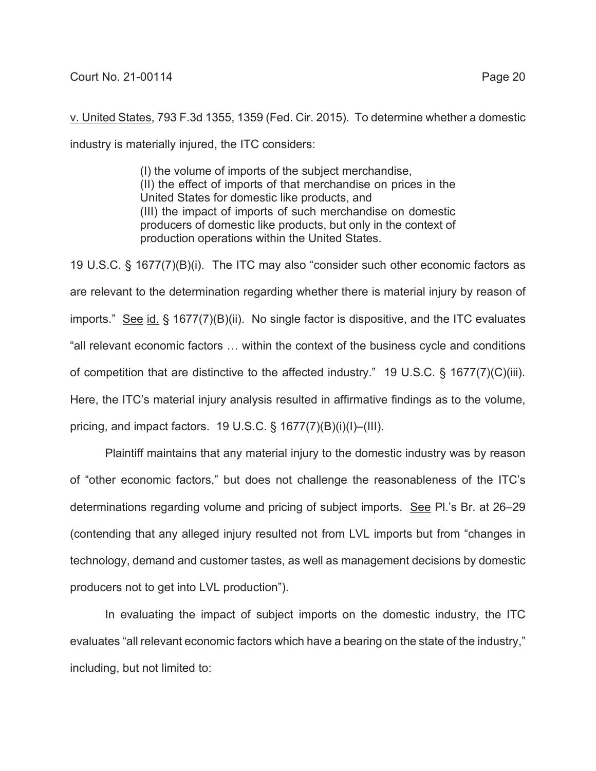v. United States, 793 F.3d 1355, 1359 (Fed. Cir. 2015). To determine whether a domestic industry is materially injured, the ITC considers:

> (I) the volume of imports of the subject merchandise,
> (II) the effect of imports of that merchandise on prices in the United States for domestic like products, and
> (III) the impact of imports of such merchandise on domestic producers of domestic like products, but only in the context of production operations within the United States.

19 U.S.C. § 1677(7)(B)(i). The ITC may also "consider such other economic factors as are relevant to the determination regarding whether there is material injury by reason of imports." See id. § 1677(7)(B)(ii). No single factor is dispositive, and the ITC evaluates "all relevant economic factors … within the context of the business cycle and conditions of competition that are distinctive to the affected industry." 19 U.S.C. § 1677(7)(C)(iii). Here, the ITC's material injury analysis resulted in affirmative findings as to the volume, pricing, and impact factors. 19 U.S.C. § 1677(7)(B)(i)(I)–(III).

Plaintiff maintains that any material injury to the domestic industry was by reason of "other economic factors," but does not challenge the reasonableness of the ITC's determinations regarding volume and pricing of subject imports. See Pl.'s Br. at 26–29 (contending that any alleged injury resulted not from LVL imports but from "changes in technology, demand and customer tastes, as well as management decisions by domestic producers not to get into LVL production").

In evaluating the impact of subject imports on the domestic industry, the ITC evaluates "all relevant economic factors which have a bearing on the state of the industry," including, but not limited to: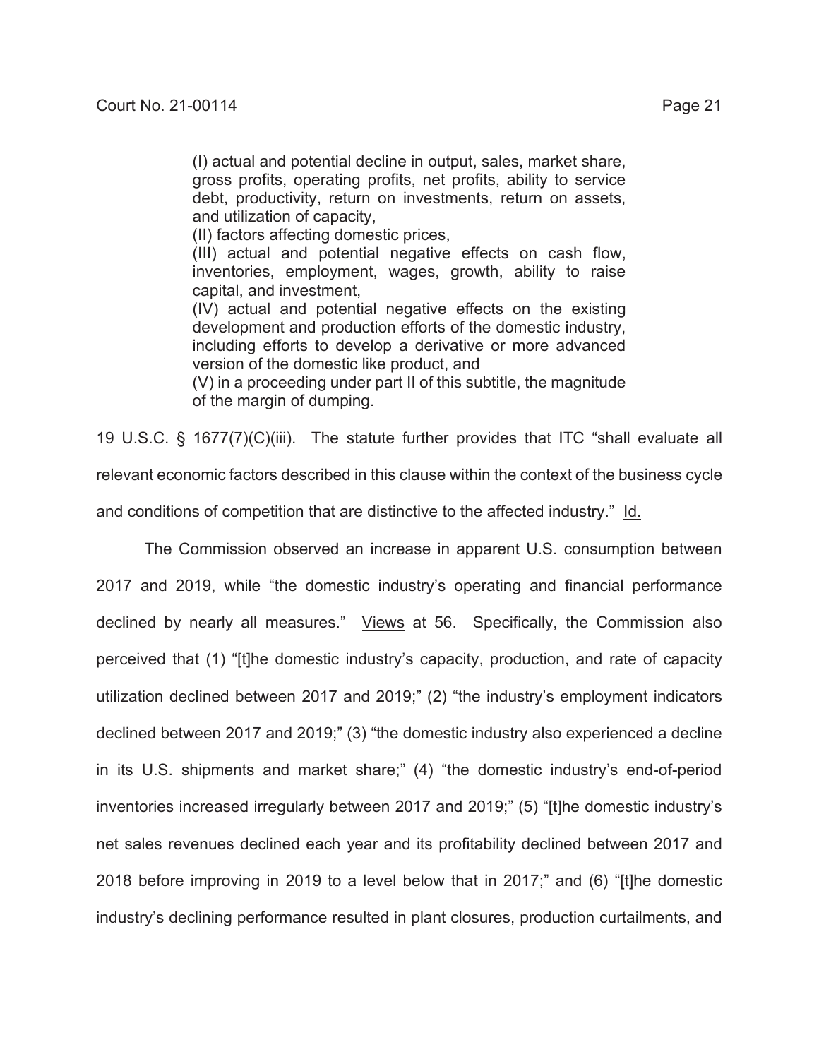> (I) actual and potential decline in output, sales, market share, gross profits, operating profits, net profits, ability to service debt, productivity, return on investments, return on assets, and utilization of capacity,
> (II) factors affecting domestic prices,
> (III) actual and potential negative effects on cash flow, inventories, employment, wages, growth, ability to raise capital, and investment,
> (IV) actual and potential negative effects on the existing development and production efforts of the domestic industry, including efforts to develop a derivative or more advanced version of the domestic like product, and
> (V) in a proceeding under part II of this subtitle, the magnitude of the margin of dumping.

19 U.S.C. § 1677(7)(C)(iii). The statute further provides that ITC "shall evaluate all relevant economic factors described in this clause within the context of the business cycle and conditions of competition that are distinctive to the affected industry." Id.

The Commission observed an increase in apparent U.S. consumption between 2017 and 2019, while "the domestic industry's operating and financial performance declined by nearly all measures." Views at 56. Specifically, the Commission also perceived that (1) "[t]he domestic industry's capacity, production, and rate of capacity utilization declined between 2017 and 2019;" (2) "the industry's employment indicators declined between 2017 and 2019;" (3) "the domestic industry also experienced a decline in its U.S. shipments and market share;" (4) "the domestic industry's end-of-period inventories increased irregularly between 2017 and 2019;" (5) "[t]he domestic industry's net sales revenues declined each year and its profitability declined between 2017 and 2018 before improving in 2019 to a level below that in 2017;" and (6) "[t]he domestic industry's declining performance resulted in plant closures, production curtailments, and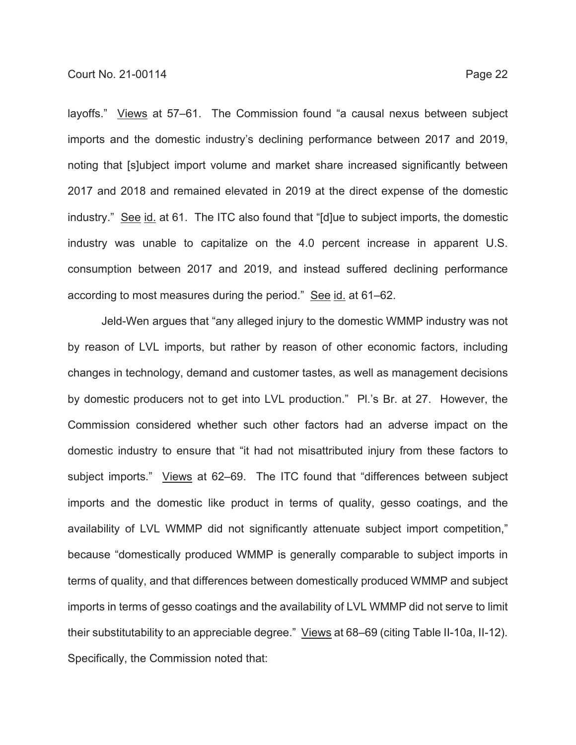layoffs." Views at 57–61. The Commission found "a causal nexus between subject imports and the domestic industry's declining performance between 2017 and 2019, noting that [s]ubject import volume and market share increased significantly between 2017 and 2018 and remained elevated in 2019 at the direct expense of the domestic industry." See id. at 61. The ITC also found that "[d]ue to subject imports, the domestic industry was unable to capitalize on the 4.0 percent increase in apparent U.S. consumption between 2017 and 2019, and instead suffered declining performance according to most measures during the period." See id. at 61–62.

Jeld-Wen argues that "any alleged injury to the domestic WMMP industry was not by reason of LVL imports, but rather by reason of other economic factors, including changes in technology, demand and customer tastes, as well as management decisions by domestic producers not to get into LVL production." Pl.'s Br. at 27. However, the Commission considered whether such other factors had an adverse impact on the domestic industry to ensure that "it had not misattributed injury from these factors to subject imports." Views at 62–69. The ITC found that "differences between subject imports and the domestic like product in terms of quality, gesso coatings, and the availability of LVL WMMP did not significantly attenuate subject import competition," because "domestically produced WMMP is generally comparable to subject imports in terms of quality, and that differences between domestically produced WMMP and subject imports in terms of gesso coatings and the availability of LVL WMMP did not serve to limit their substitutability to an appreciable degree." Views at 68–69 (citing Table II-10a, II-12). Specifically, the Commission noted that: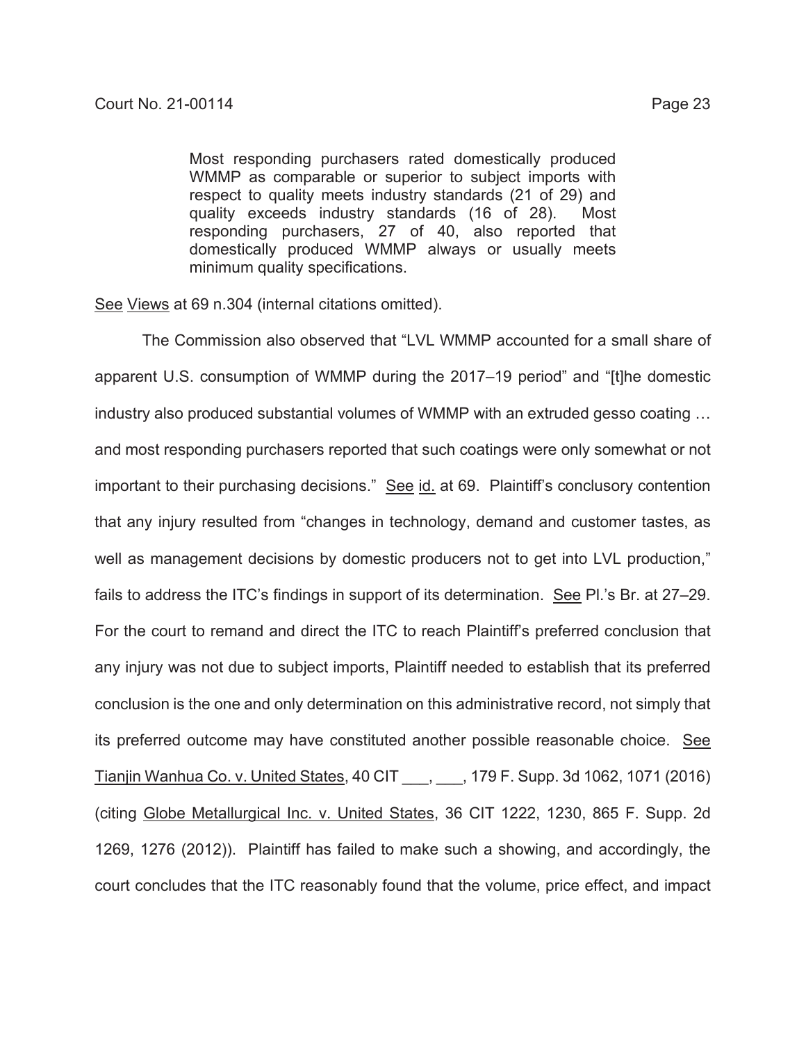> Most responding purchasers rated domestically produced WMMP as comparable or superior to subject imports with respect to quality meets industry standards (21 of 29) and quality exceeds industry standards (16 of 28). Most responding purchasers, 27 of 40, also reported that domestically produced WMMP always or usually meets minimum quality specifications.

See Views at 69 n.304 (internal citations omitted).

The Commission also observed that "LVL WMMP accounted for a small share of apparent U.S. consumption of WMMP during the 2017–19 period" and "[t]he domestic industry also produced substantial volumes of WMMP with an extruded gesso coating … and most responding purchasers reported that such coatings were only somewhat or not important to their purchasing decisions." See id. at 69. Plaintiff's conclusory contention that any injury resulted from "changes in technology, demand and customer tastes, as well as management decisions by domestic producers not to get into LVL production," fails to address the ITC's findings in support of its determination. See Pl.'s Br. at 27–29. For the court to remand and direct the ITC to reach Plaintiff's preferred conclusion that any injury was not due to subject imports, Plaintiff needed to establish that its preferred conclusion is the one and only determination on this administrative record, not simply that its preferred outcome may have constituted another possible reasonable choice. See Tianjin Wanhua Co. v. United States, 40 CIT ___, ___, 179 F. Supp. 3d 1062, 1071 (2016) (citing Globe Metallurgical Inc. v. United States, 36 CIT 1222, 1230, 865 F. Supp. 2d 1269, 1276 (2012)). Plaintiff has failed to make such a showing, and accordingly, the court concludes that the ITC reasonably found that the volume, price effect, and impact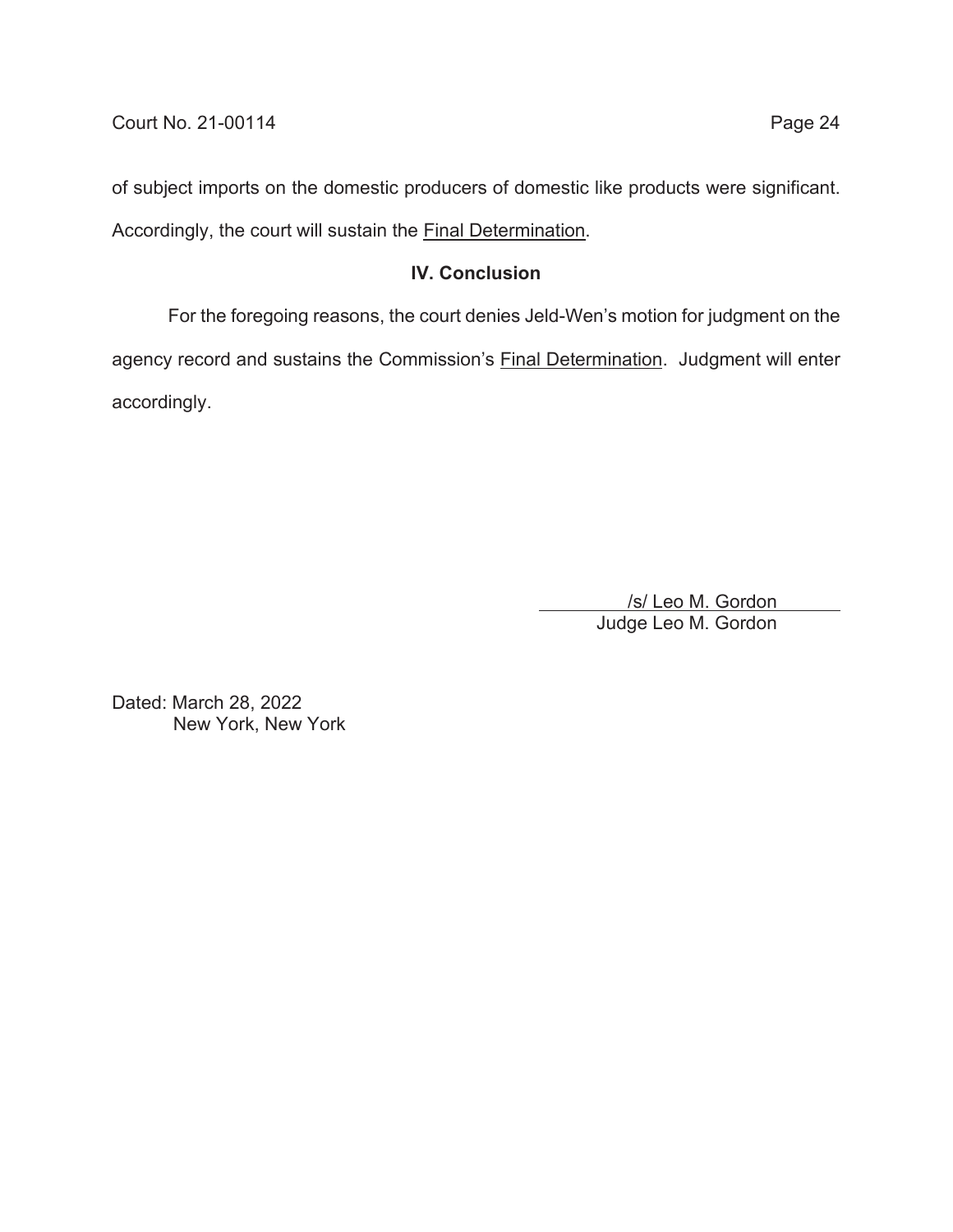of subject imports on the domestic producers of domestic like products were significant. Accordingly, the court will sustain the Final Determination.

## IV. Conclusion

For the foregoing reasons, the court denies Jeld-Wen's motion for judgment on the agency record and sustains the Commission's Final Determination. Judgment will enter accordingly.

/s/ Leo M. Gordon
Judge Leo M. Gordon

Dated: March 28, 2022
New York, New York